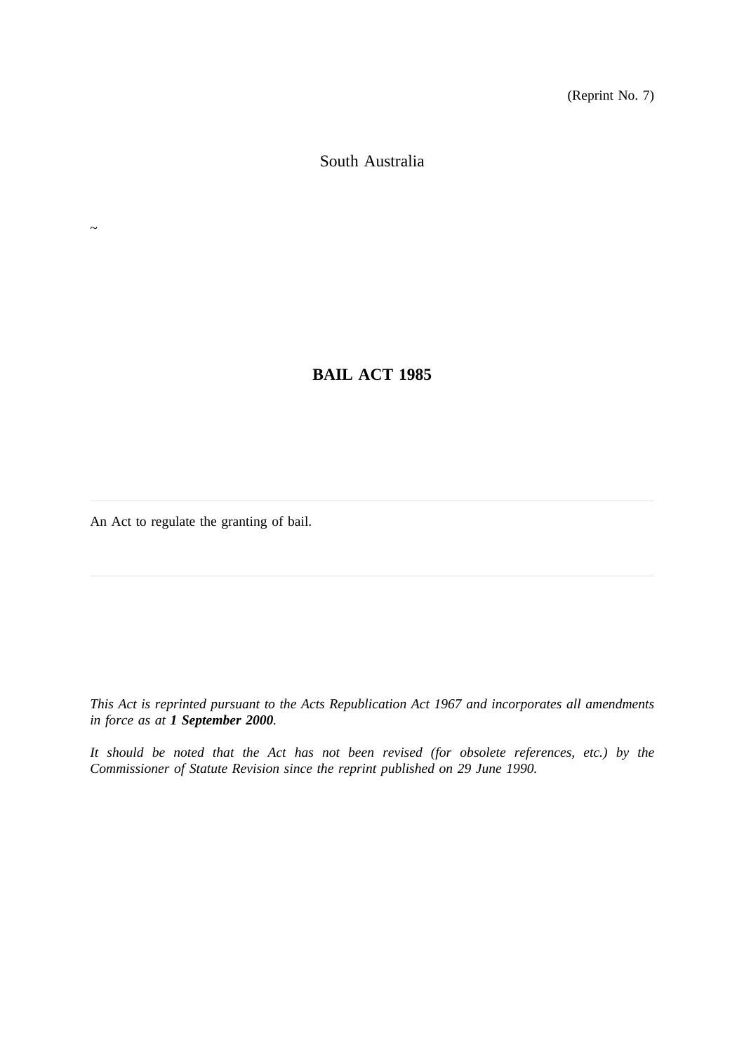(Reprint No. 7)

South Australia

~

# BAIL ACT 1985

---

An Act to regulate the granting of bail.

---

*This Act is reprinted pursuant to the Acts Republication Act 1967 and incorporates all amendments in force as at **1 September 2000**.*

*It should be noted that the Act has not been revised (for obsolete references, etc.) by the Commissioner of Statute Revision since the reprint published on 29 June 1990.*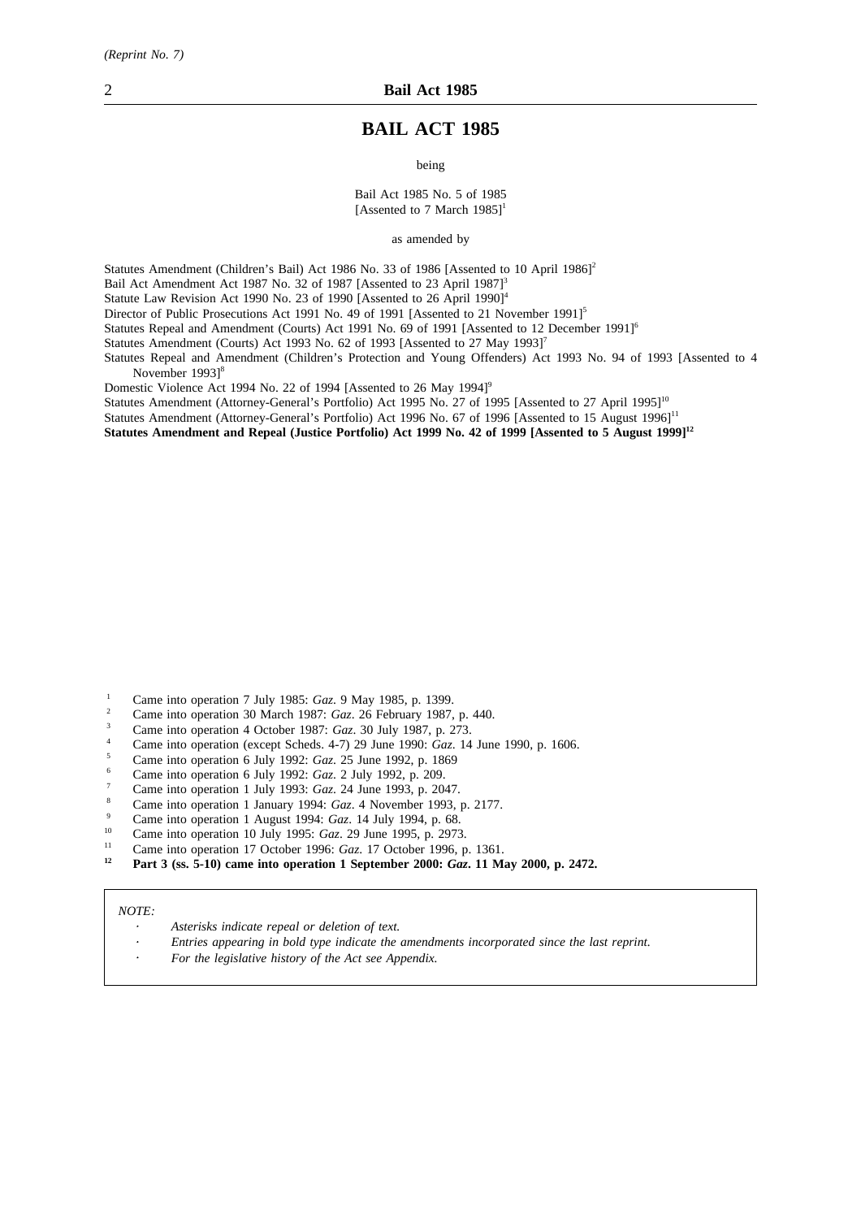# BAIL ACT 1985

being

Bail Act 1985 No. 5 of 1985
[Assented to 7 March 1985][1]

as amended by

Statutes Amendment (Children's Bail) Act 1986 No. 33 of 1986 [Assented to 10 April 1986][2]
Bail Act Amendment Act 1987 No. 32 of 1987 [Assented to 23 April 1987][3]
Statute Law Revision Act 1990 No. 23 of 1990 [Assented to 26 April 1990][4]
Director of Public Prosecutions Act 1991 No. 49 of 1991 [Assented to 21 November 1991][5]
Statutes Repeal and Amendment (Courts) Act 1991 No. 69 of 1991 [Assented to 12 December 1991][6]
Statutes Amendment (Courts) Act 1993 No. 62 of 1993 [Assented to 27 May 1993][7]
Statutes Repeal and Amendment (Children's Protection and Young Offenders) Act 1993 No. 94 of 1993 [Assented to 4 November 1993][8]
Domestic Violence Act 1994 No. 22 of 1994 [Assented to 26 May 1994][9]
Statutes Amendment (Attorney-General's Portfolio) Act 1995 No. 27 of 1995 [Assented to 27 April 1995][10]
Statutes Amendment (Attorney-General's Portfolio) Act 1996 No. 67 of 1996 [Assented to 15 August 1996][11]
**Statutes Amendment and Repeal (Justice Portfolio) Act 1999 No. 42 of 1999 [Assented to 5 August 1999][12]**

[1] Came into operation 7 July 1985: *Gaz*. 9 May 1985, p. 1399.
[2] Came into operation 30 March 1987: *Gaz*. 26 February 1987, p. 440.
[3] Came into operation 4 October 1987: *Gaz*. 30 July 1987, p. 273.
[4] Came into operation (except Scheds. 4-7) 29 June 1990: *Gaz*. 14 June 1990, p. 1606.
[5] Came into operation 6 July 1992: *Gaz*. 25 June 1992, p. 1869
[6] Came into operation 6 July 1992: *Gaz*. 2 July 1992, p. 209.
[7] Came into operation 1 July 1993: *Gaz*. 24 June 1993, p. 2047.
[8] Came into operation 1 January 1994: *Gaz*. 4 November 1993, p. 2177.
[9] Came into operation 1 August 1994: *Gaz*. 14 July 1994, p. 68.
[10] Came into operation 10 July 1995: *Gaz*. 29 June 1995, p. 2973.
[11] Came into operation 17 October 1996: *Gaz*. 17 October 1996, p. 1361.
**[12] Part 3 (ss. 5-10) came into operation 1 September 2000: *Gaz*. 11 May 2000, p. 2472.**

*NOTE:*

- *Asterisks indicate repeal or deletion of text.*
- *Entries appearing in bold type indicate the amendments incorporated since the last reprint.*
- *For the legislative history of the Act see Appendix.*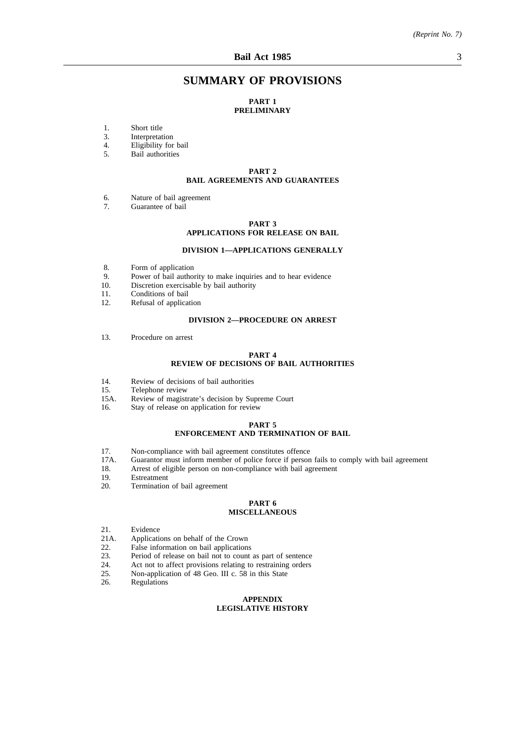# SUMMARY OF PROVISIONS

## PART 1
## PRELIMINARY

1. Short title
3. Interpretation
4. Eligibility for bail
5. Bail authorities

## PART 2
## BAIL AGREEMENTS AND GUARANTEES

6. Nature of bail agreement
7. Guarantee of bail

## PART 3
## APPLICATIONS FOR RELEASE ON BAIL

### DIVISION 1—APPLICATIONS GENERALLY

8. Form of application
9. Power of bail authority to make inquiries and to hear evidence
10. Discretion exercisable by bail authority
11. Conditions of bail
12. Refusal of application

### DIVISION 2—PROCEDURE ON ARREST

13. Procedure on arrest

## PART 4
## REVIEW OF DECISIONS OF BAIL AUTHORITIES

14. Review of decisions of bail authorities
15. Telephone review
15A. Review of magistrate's decision by Supreme Court
16. Stay of release on application for review

## PART 5
## ENFORCEMENT AND TERMINATION OF BAIL

17. Non-compliance with bail agreement constitutes offence
17A. Guarantor must inform member of police force if person fails to comply with bail agreement
18. Arrest of eligible person on non-compliance with bail agreement
19. Estreatment
20. Termination of bail agreement

## PART 6
## MISCELLANEOUS

21. Evidence
21A. Applications on behalf of the Crown
22. False information on bail applications
23. Period of release on bail not to count as part of sentence
24. Act not to affect provisions relating to restraining orders
25. Non-application of 48 Geo. III c. 58 in this State
26. Regulations

## APPENDIX
## LEGISLATIVE HISTORY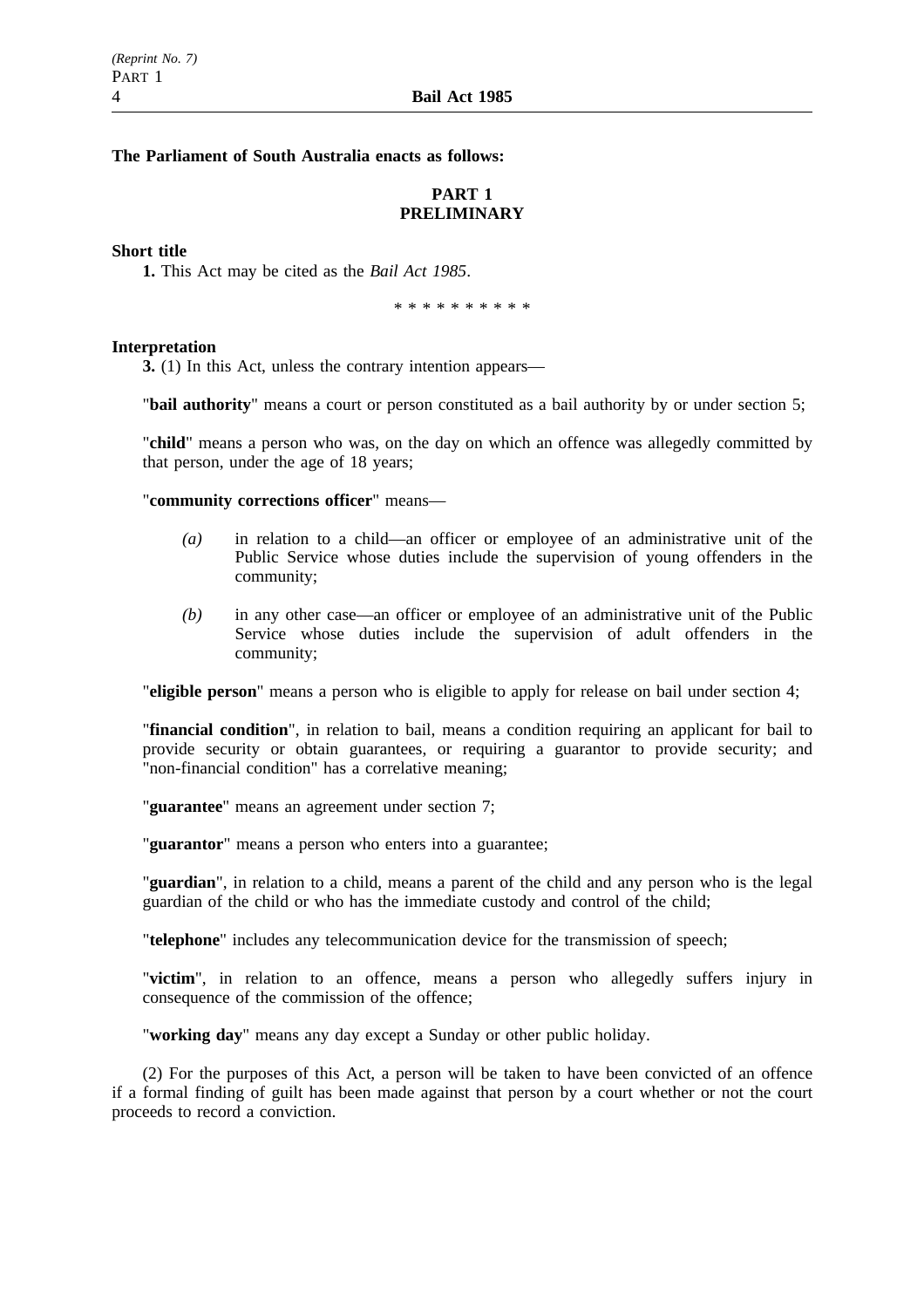**The Parliament of South Australia enacts as follows:**

## PART 1
## PRELIMINARY

**Short title**

**1.** This Act may be cited as the *Bail Act 1985*.

\* \* \* \* \* \* \* \* \* \*

**Interpretation**

**3.** (1) In this Act, unless the contrary intention appears—

"**bail authority**" means a court or person constituted as a bail authority by or under section 5;

"**child**" means a person who was, on the day on which an offence was allegedly committed by that person, under the age of 18 years;

"**community corrections officer**" means—

*(a)* in relation to a child—an officer or employee of an administrative unit of the Public Service whose duties include the supervision of young offenders in the community;

*(b)* in any other case—an officer or employee of an administrative unit of the Public Service whose duties include the supervision of adult offenders in the community;

"**eligible person**" means a person who is eligible to apply for release on bail under section 4;

"**financial condition**", in relation to bail, means a condition requiring an applicant for bail to provide security or obtain guarantees, or requiring a guarantor to provide security; and "non-financial condition" has a correlative meaning;

"**guarantee**" means an agreement under section 7;

"**guarantor**" means a person who enters into a guarantee;

"**guardian**", in relation to a child, means a parent of the child and any person who is the legal guardian of the child or who has the immediate custody and control of the child;

"**telephone**" includes any telecommunication device for the transmission of speech;

"**victim**", in relation to an offence, means a person who allegedly suffers injury in consequence of the commission of the offence;

"**working day**" means any day except a Sunday or other public holiday.

(2) For the purposes of this Act, a person will be taken to have been convicted of an offence if a formal finding of guilt has been made against that person by a court whether or not the court proceeds to record a conviction.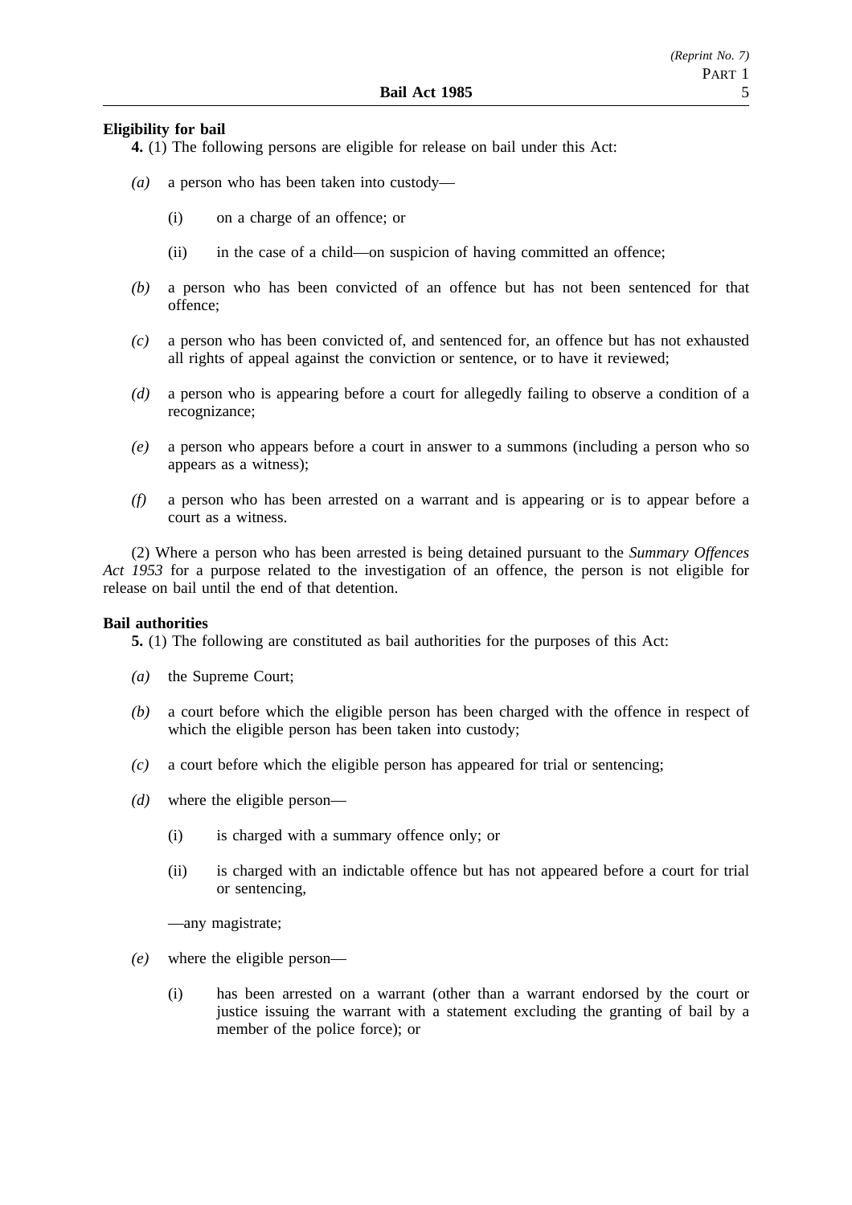**Eligibility for bail**

**4.** (1) The following persons are eligible for release on bail under this Act:

*(a)* a person who has been taken into custody—

(i) on a charge of an offence; or

(ii) in the case of a child—on suspicion of having committed an offence;

*(b)* a person who has been convicted of an offence but has not been sentenced for that offence;

*(c)* a person who has been convicted of, and sentenced for, an offence but has not exhausted all rights of appeal against the conviction or sentence, or to have it reviewed;

*(d)* a person who is appearing before a court for allegedly failing to observe a condition of a recognizance;

*(e)* a person who appears before a court in answer to a summons (including a person who so appears as a witness);

*(f)* a person who has been arrested on a warrant and is appearing or is to appear before a court as a witness.

(2) Where a person who has been arrested is being detained pursuant to the *Summary Offences Act 1953* for a purpose related to the investigation of an offence, the person is not eligible for release on bail until the end of that detention.

**Bail authorities**

**5.** (1) The following are constituted as bail authorities for the purposes of this Act:

*(a)* the Supreme Court;

*(b)* a court before which the eligible person has been charged with the offence in respect of which the eligible person has been taken into custody;

*(c)* a court before which the eligible person has appeared for trial or sentencing;

*(d)* where the eligible person—

(i) is charged with a summary offence only; or

(ii) is charged with an indictable offence but has not appeared before a court for trial or sentencing,

—any magistrate;

*(e)* where the eligible person—

(i) has been arrested on a warrant (other than a warrant endorsed by the court or justice issuing the warrant with a statement excluding the granting of bail by a member of the police force); or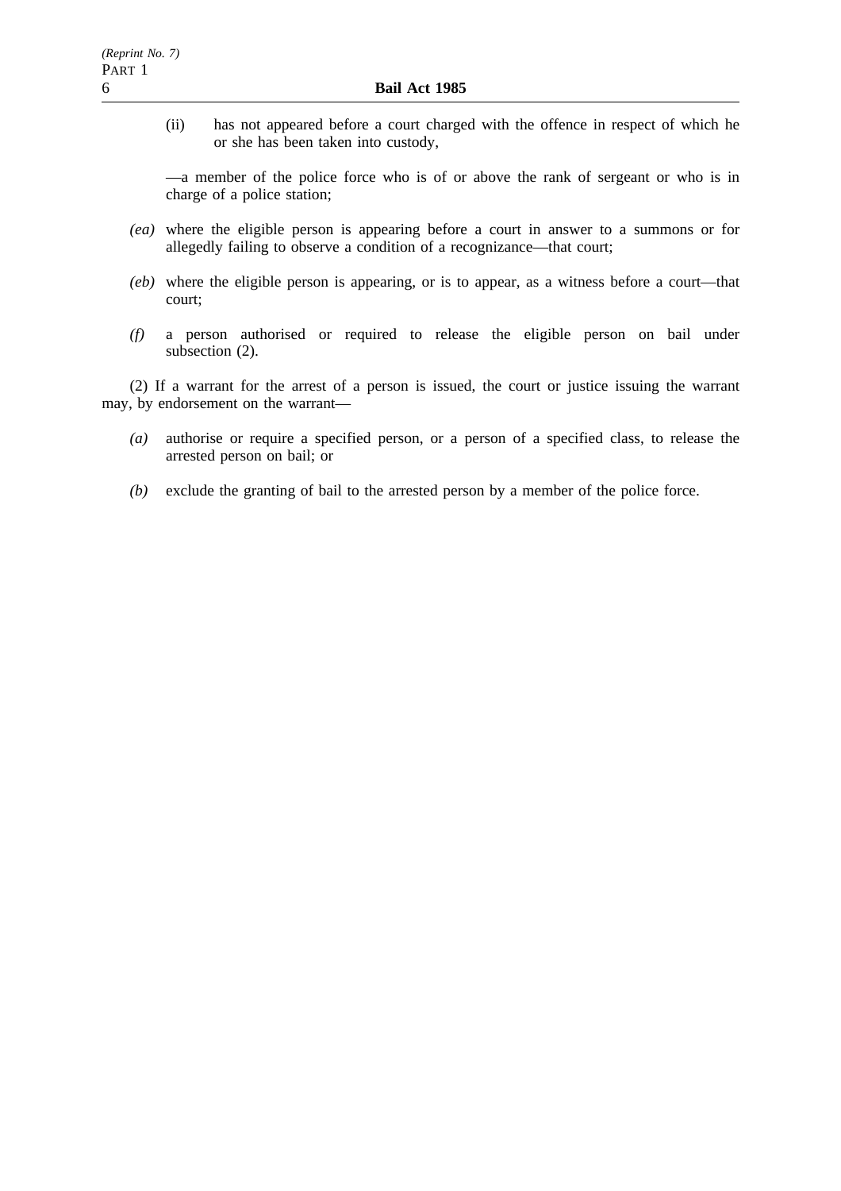(ii) has not appeared before a court charged with the offence in respect of which he or she has been taken into custody,

—a member of the police force who is of or above the rank of sergeant or who is in charge of a police station;

*(ea)* where the eligible person is appearing before a court in answer to a summons or for allegedly failing to observe a condition of a recognizance—that court;

*(eb)* where the eligible person is appearing, or is to appear, as a witness before a court—that court;

*(f)* a person authorised or required to release the eligible person on bail under subsection (2).

(2) If a warrant for the arrest of a person is issued, the court or justice issuing the warrant may, by endorsement on the warrant—

*(a)* authorise or require a specified person, or a person of a specified class, to release the arrested person on bail; or

*(b)* exclude the granting of bail to the arrested person by a member of the police force.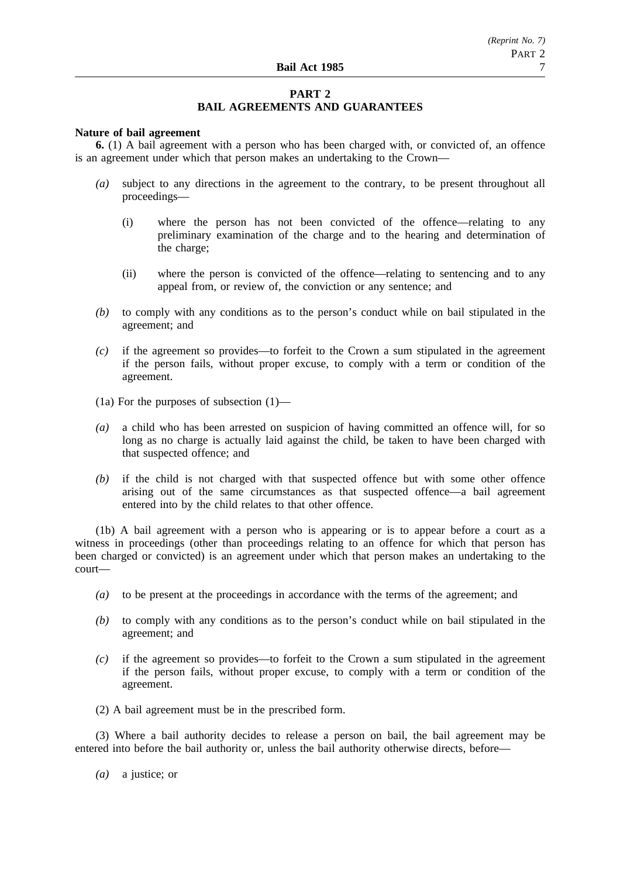# PART 2
## BAIL AGREEMENTS AND GUARANTEES

**Nature of bail agreement**

**6.** (1) A bail agreement with a person who has been charged with, or convicted of, an offence is an agreement under which that person makes an undertaking to the Crown—

- *(a)* subject to any directions in the agreement to the contrary, to be present throughout all proceedings—
  - (i) where the person has not been convicted of the offence—relating to any preliminary examination of the charge and to the hearing and determination of the charge;
  - (ii) where the person is convicted of the offence—relating to sentencing and to any appeal from, or review of, the conviction or any sentence; and
- *(b)* to comply with any conditions as to the person's conduct while on bail stipulated in the agreement; and
- *(c)* if the agreement so provides—to forfeit to the Crown a sum stipulated in the agreement if the person fails, without proper excuse, to comply with a term or condition of the agreement.

(1a) For the purposes of subsection (1)—

- *(a)* a child who has been arrested on suspicion of having committed an offence will, for so long as no charge is actually laid against the child, be taken to have been charged with that suspected offence; and
- *(b)* if the child is not charged with that suspected offence but with some other offence arising out of the same circumstances as that suspected offence—a bail agreement entered into by the child relates to that other offence.

(1b) A bail agreement with a person who is appearing or is to appear before a court as a witness in proceedings (other than proceedings relating to an offence for which that person has been charged or convicted) is an agreement under which that person makes an undertaking to the court—

- *(a)* to be present at the proceedings in accordance with the terms of the agreement; and
- *(b)* to comply with any conditions as to the person's conduct while on bail stipulated in the agreement; and
- *(c)* if the agreement so provides—to forfeit to the Crown a sum stipulated in the agreement if the person fails, without proper excuse, to comply with a term or condition of the agreement.

(2) A bail agreement must be in the prescribed form.

(3) Where a bail authority decides to release a person on bail, the bail agreement may be entered into before the bail authority or, unless the bail authority otherwise directs, before—

- *(a)* a justice; or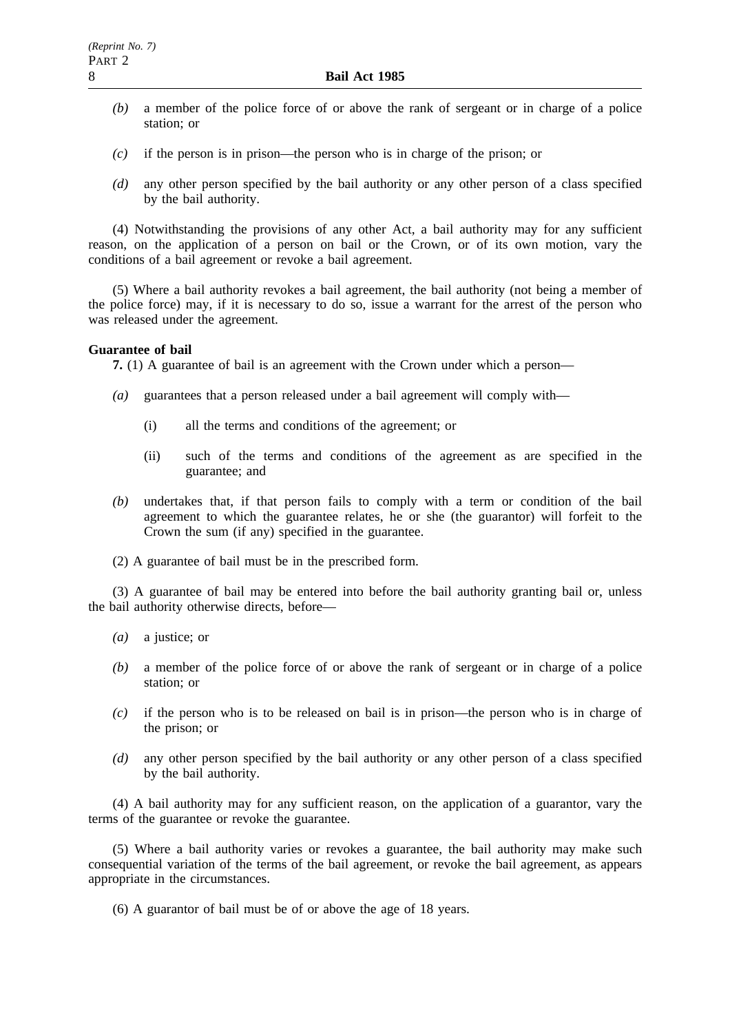*(b)* a member of the police force of or above the rank of sergeant or in charge of a police station; or

*(c)* if the person is in prison—the person who is in charge of the prison; or

*(d)* any other person specified by the bail authority or any other person of a class specified by the bail authority.

(4) Notwithstanding the provisions of any other Act, a bail authority may for any sufficient reason, on the application of a person on bail or the Crown, or of its own motion, vary the conditions of a bail agreement or revoke a bail agreement.

(5) Where a bail authority revokes a bail agreement, the bail authority (not being a member of the police force) may, if it is necessary to do so, issue a warrant for the arrest of the person who was released under the agreement.

**Guarantee of bail**

**7.** (1) A guarantee of bail is an agreement with the Crown under which a person—

*(a)* guarantees that a person released under a bail agreement will comply with—

(i) all the terms and conditions of the agreement; or

(ii) such of the terms and conditions of the agreement as are specified in the guarantee; and

*(b)* undertakes that, if that person fails to comply with a term or condition of the bail agreement to which the guarantee relates, he or she (the guarantor) will forfeit to the Crown the sum (if any) specified in the guarantee.

(2) A guarantee of bail must be in the prescribed form.

(3) A guarantee of bail may be entered into before the bail authority granting bail or, unless the bail authority otherwise directs, before—

*(a)* a justice; or

*(b)* a member of the police force of or above the rank of sergeant or in charge of a police station; or

*(c)* if the person who is to be released on bail is in prison—the person who is in charge of the prison; or

*(d)* any other person specified by the bail authority or any other person of a class specified by the bail authority.

(4) A bail authority may for any sufficient reason, on the application of a guarantor, vary the terms of the guarantee or revoke the guarantee.

(5) Where a bail authority varies or revokes a guarantee, the bail authority may make such consequential variation of the terms of the bail agreement, or revoke the bail agreement, as appears appropriate in the circumstances.

(6) A guarantor of bail must be of or above the age of 18 years.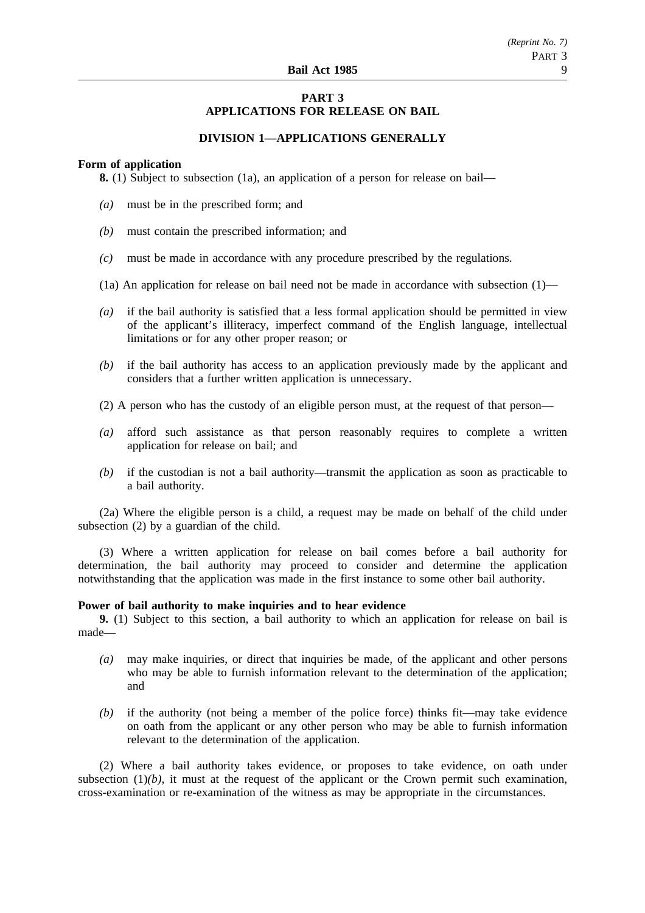## PART 3
## APPLICATIONS FOR RELEASE ON BAIL

### DIVISION 1—APPLICATIONS GENERALLY

**Form of application**

**8.** (1) Subject to subsection (1a), an application of a person for release on bail—

*(a)* must be in the prescribed form; and

*(b)* must contain the prescribed information; and

*(c)* must be made in accordance with any procedure prescribed by the regulations.

(1a) An application for release on bail need not be made in accordance with subsection (1)—

*(a)* if the bail authority is satisfied that a less formal application should be permitted in view of the applicant's illiteracy, imperfect command of the English language, intellectual limitations or for any other proper reason; or

*(b)* if the bail authority has access to an application previously made by the applicant and considers that a further written application is unnecessary.

(2) A person who has the custody of an eligible person must, at the request of that person—

*(a)* afford such assistance as that person reasonably requires to complete a written application for release on bail; and

*(b)* if the custodian is not a bail authority—transmit the application as soon as practicable to a bail authority.

(2a) Where the eligible person is a child, a request may be made on behalf of the child under subsection (2) by a guardian of the child.

(3) Where a written application for release on bail comes before a bail authority for determination, the bail authority may proceed to consider and determine the application notwithstanding that the application was made in the first instance to some other bail authority.

**Power of bail authority to make inquiries and to hear evidence**

**9.** (1) Subject to this section, a bail authority to which an application for release on bail is made—

*(a)* may make inquiries, or direct that inquiries be made, of the applicant and other persons who may be able to furnish information relevant to the determination of the application; and

*(b)* if the authority (not being a member of the police force) thinks fit—may take evidence on oath from the applicant or any other person who may be able to furnish information relevant to the determination of the application.

(2) Where a bail authority takes evidence, or proposes to take evidence, on oath under subsection (1)*(b)*, it must at the request of the applicant or the Crown permit such examination, cross-examination or re-examination of the witness as may be appropriate in the circumstances.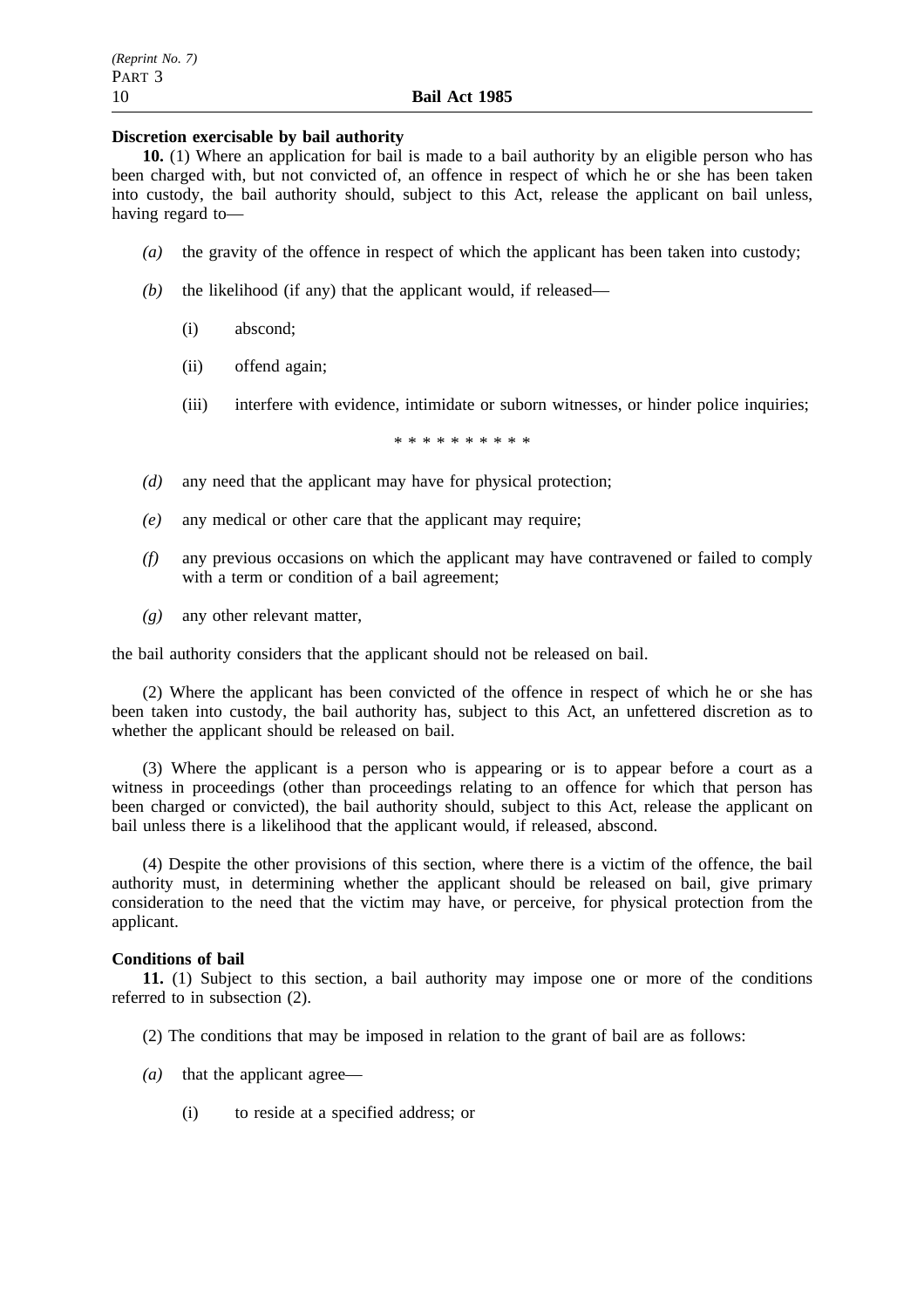**Discretion exercisable by bail authority**

**10.** (1) Where an application for bail is made to a bail authority by an eligible person who has been charged with, but not convicted of, an offence in respect of which he or she has been taken into custody, the bail authority should, subject to this Act, release the applicant on bail unless, having regard to—

*(a)* the gravity of the offence in respect of which the applicant has been taken into custody;

*(b)* the likelihood (if any) that the applicant would, if released—

(i) abscond;

(ii) offend again;

(iii) interfere with evidence, intimidate or suborn witnesses, or hinder police inquiries;

\* \* \* \* \* \* \* \* \* \*

*(d)* any need that the applicant may have for physical protection;

*(e)* any medical or other care that the applicant may require;

*(f)* any previous occasions on which the applicant may have contravened or failed to comply with a term or condition of a bail agreement;

*(g)* any other relevant matter,

the bail authority considers that the applicant should not be released on bail.

(2) Where the applicant has been convicted of the offence in respect of which he or she has been taken into custody, the bail authority has, subject to this Act, an unfettered discretion as to whether the applicant should be released on bail.

(3) Where the applicant is a person who is appearing or is to appear before a court as a witness in proceedings (other than proceedings relating to an offence for which that person has been charged or convicted), the bail authority should, subject to this Act, release the applicant on bail unless there is a likelihood that the applicant would, if released, abscond.

(4) Despite the other provisions of this section, where there is a victim of the offence, the bail authority must, in determining whether the applicant should be released on bail, give primary consideration to the need that the victim may have, or perceive, for physical protection from the applicant.

**Conditions of bail**

**11.** (1) Subject to this section, a bail authority may impose one or more of the conditions referred to in subsection (2).

(2) The conditions that may be imposed in relation to the grant of bail are as follows:

*(a)* that the applicant agree—

(i) to reside at a specified address; or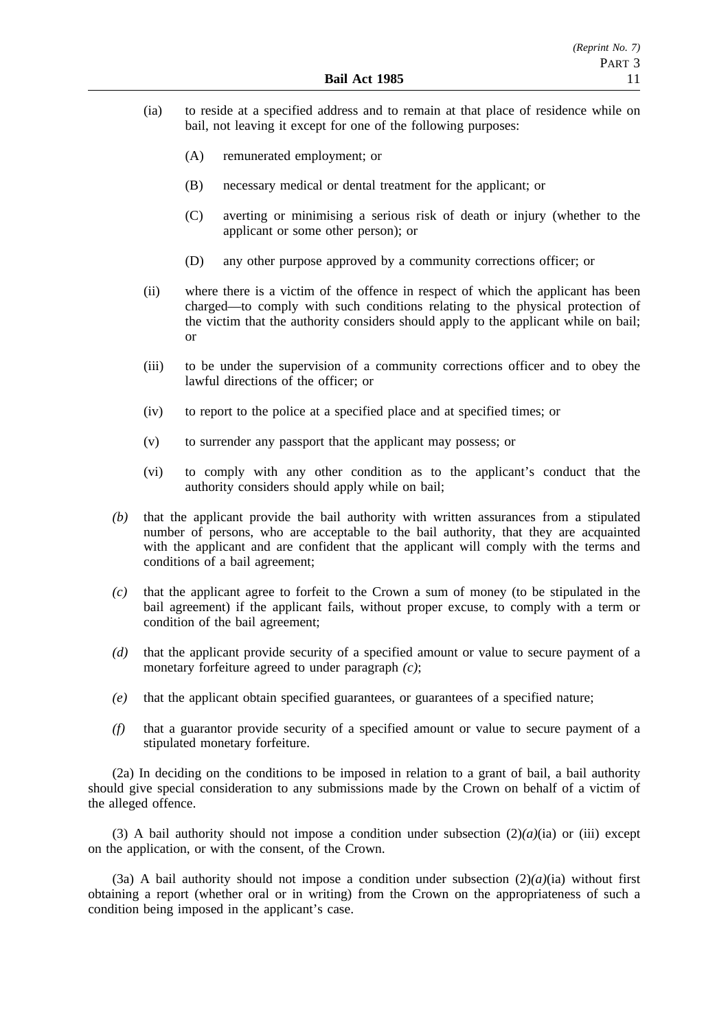(ia) to reside at a specified address and to remain at that place of residence while on bail, not leaving it except for one of the following purposes:

  (A) remunerated employment; or

  (B) necessary medical or dental treatment for the applicant; or

  (C) averting or minimising a serious risk of death or injury (whether to the applicant or some other person); or

  (D) any other purpose approved by a community corrections officer; or

(ii) where there is a victim of the offence in respect of which the applicant has been charged—to comply with such conditions relating to the physical protection of the victim that the authority considers should apply to the applicant while on bail; or

(iii) to be under the supervision of a community corrections officer and to obey the lawful directions of the officer; or

(iv) to report to the police at a specified place and at specified times; or

(v) to surrender any passport that the applicant may possess; or

(vi) to comply with any other condition as to the applicant's conduct that the authority considers should apply while on bail;

*(b)* that the applicant provide the bail authority with written assurances from a stipulated number of persons, who are acceptable to the bail authority, that they are acquainted with the applicant and are confident that the applicant will comply with the terms and conditions of a bail agreement;

*(c)* that the applicant agree to forfeit to the Crown a sum of money (to be stipulated in the bail agreement) if the applicant fails, without proper excuse, to comply with a term or condition of the bail agreement;

*(d)* that the applicant provide security of a specified amount or value to secure payment of a monetary forfeiture agreed to under paragraph *(c)*;

*(e)* that the applicant obtain specified guarantees, or guarantees of a specified nature;

*(f)* that a guarantor provide security of a specified amount or value to secure payment of a stipulated monetary forfeiture.

(2a) In deciding on the conditions to be imposed in relation to a grant of bail, a bail authority should give special consideration to any submissions made by the Crown on behalf of a victim of the alleged offence.

(3) A bail authority should not impose a condition under subsection (2)*(a)*(ia) or (iii) except on the application, or with the consent, of the Crown.

(3a) A bail authority should not impose a condition under subsection (2)*(a)*(ia) without first obtaining a report (whether oral or in writing) from the Crown on the appropriateness of such a condition being imposed in the applicant's case.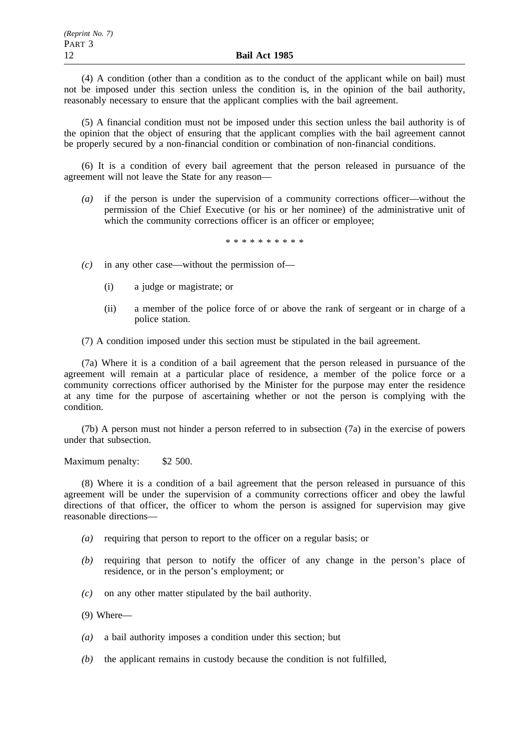(4) A condition (other than a condition as to the conduct of the applicant while on bail) must not be imposed under this section unless the condition is, in the opinion of the bail authority, reasonably necessary to ensure that the applicant complies with the bail agreement.

(5) A financial condition must not be imposed under this section unless the bail authority is of the opinion that the object of ensuring that the applicant complies with the bail agreement cannot be properly secured by a non-financial condition or combination of non-financial conditions.

(6) It is a condition of every bail agreement that the person released in pursuance of the agreement will not leave the State for any reason—

- *(a)* if the person is under the supervision of a community corrections officer—without the permission of the Chief Executive (or his or her nominee) of the administrative unit of which the community corrections officer is an officer or employee;

\* \* \* \* \* \* \* \* \* \*

- *(c)* in any other case—without the permission of—
  - (i) a judge or magistrate; or
  - (ii) a member of the police force of or above the rank of sergeant or in charge of a police station.

(7) A condition imposed under this section must be stipulated in the bail agreement.

(7a) Where it is a condition of a bail agreement that the person released in pursuance of the agreement will remain at a particular place of residence, a member of the police force or a community corrections officer authorised by the Minister for the purpose may enter the residence at any time for the purpose of ascertaining whether or not the person is complying with the condition.

(7b) A person must not hinder a person referred to in subsection (7a) in the exercise of powers under that subsection.

Maximum penalty: $2 500.

(8) Where it is a condition of a bail agreement that the person released in pursuance of this agreement will be under the supervision of a community corrections officer and obey the lawful directions of that officer, the officer to whom the person is assigned for supervision may give reasonable directions—

- *(a)* requiring that person to report to the officer on a regular basis; or
- *(b)* requiring that person to notify the officer of any change in the person's place of residence, or in the person's employment; or
- *(c)* on any other matter stipulated by the bail authority.

(9) Where—

- *(a)* a bail authority imposes a condition under this section; but
- *(b)* the applicant remains in custody because the condition is not fulfilled,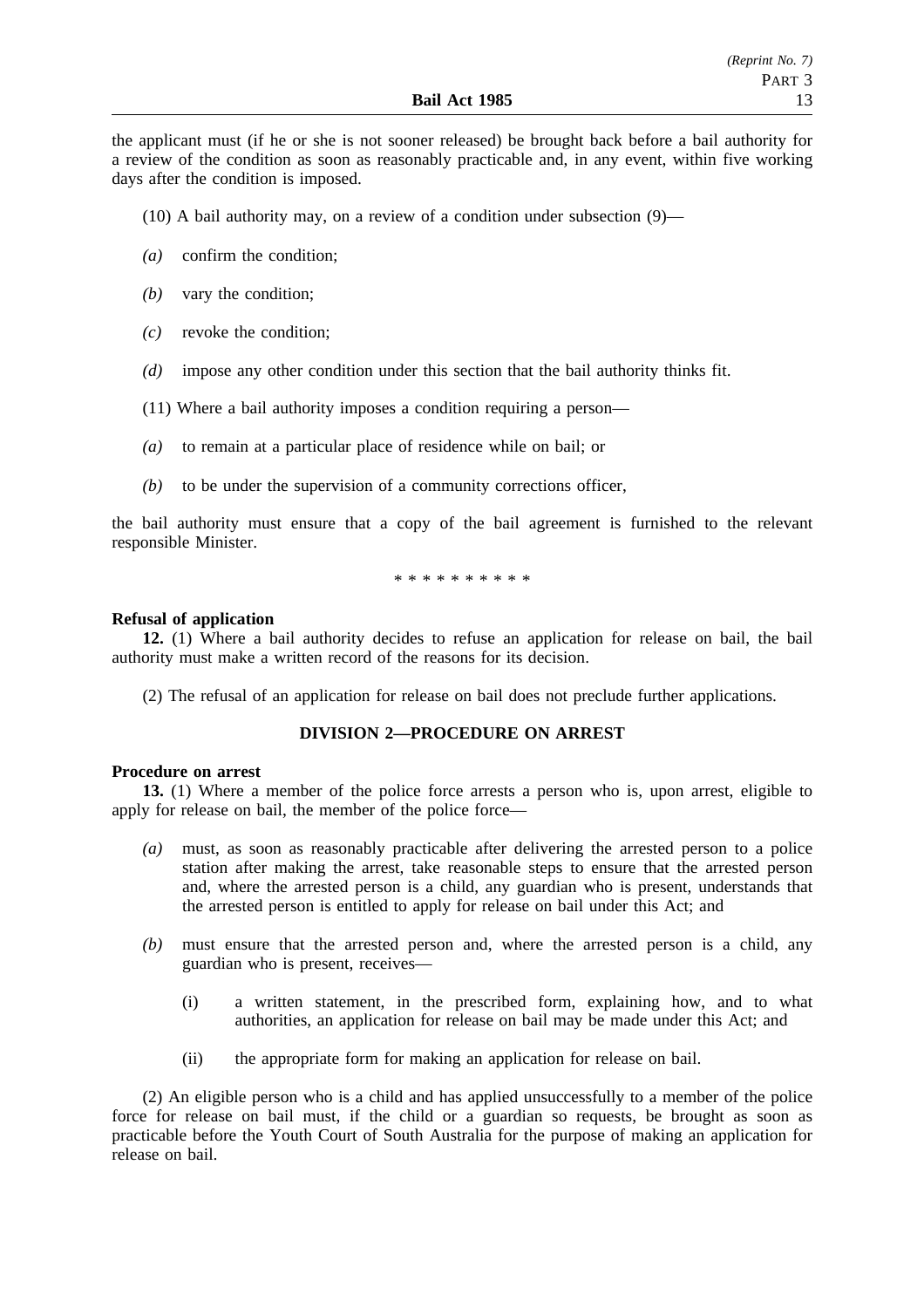the applicant must (if he or she is not sooner released) be brought back before a bail authority for a review of the condition as soon as reasonably practicable and, in any event, within five working days after the condition is imposed.

(10) A bail authority may, on a review of a condition under subsection (9)—

*(a)* confirm the condition;

*(b)* vary the condition;

*(c)* revoke the condition;

*(d)* impose any other condition under this section that the bail authority thinks fit.

(11) Where a bail authority imposes a condition requiring a person—

*(a)* to remain at a particular place of residence while on bail; or

*(b)* to be under the supervision of a community corrections officer,

the bail authority must ensure that a copy of the bail agreement is furnished to the relevant responsible Minister.

\* \* \* \* \* \* \* \* \* \*

**Refusal of application**

**12.** (1) Where a bail authority decides to refuse an application for release on bail, the bail authority must make a written record of the reasons for its decision.

(2) The refusal of an application for release on bail does not preclude further applications.

## DIVISION 2—PROCEDURE ON ARREST

**Procedure on arrest**

**13.** (1) Where a member of the police force arrests a person who is, upon arrest, eligible to apply for release on bail, the member of the police force—

*(a)* must, as soon as reasonably practicable after delivering the arrested person to a police station after making the arrest, take reasonable steps to ensure that the arrested person and, where the arrested person is a child, any guardian who is present, understands that the arrested person is entitled to apply for release on bail under this Act; and

*(b)* must ensure that the arrested person and, where the arrested person is a child, any guardian who is present, receives—

(i) a written statement, in the prescribed form, explaining how, and to what authorities, an application for release on bail may be made under this Act; and

(ii) the appropriate form for making an application for release on bail.

(2) An eligible person who is a child and has applied unsuccessfully to a member of the police force for release on bail must, if the child or a guardian so requests, be brought as soon as practicable before the Youth Court of South Australia for the purpose of making an application for release on bail.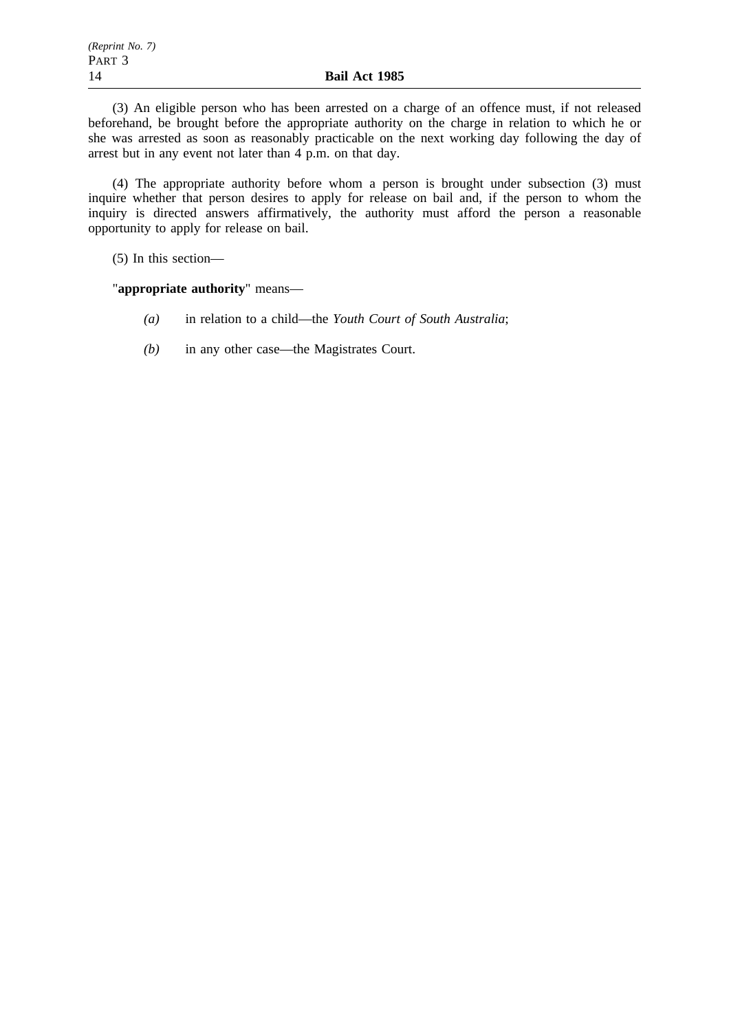(3) An eligible person who has been arrested on a charge of an offence must, if not released beforehand, be brought before the appropriate authority on the charge in relation to which he or she was arrested as soon as reasonably practicable on the next working day following the day of arrest but in any event not later than 4 p.m. on that day.

(4) The appropriate authority before whom a person is brought under subsection (3) must inquire whether that person desires to apply for release on bail and, if the person to whom the inquiry is directed answers affirmatively, the authority must afford the person a reasonable opportunity to apply for release on bail.

(5) In this section—

"**appropriate authority**" means—

- *(a)* in relation to a child—the *Youth Court of South Australia*;
- *(b)* in any other case—the Magistrates Court.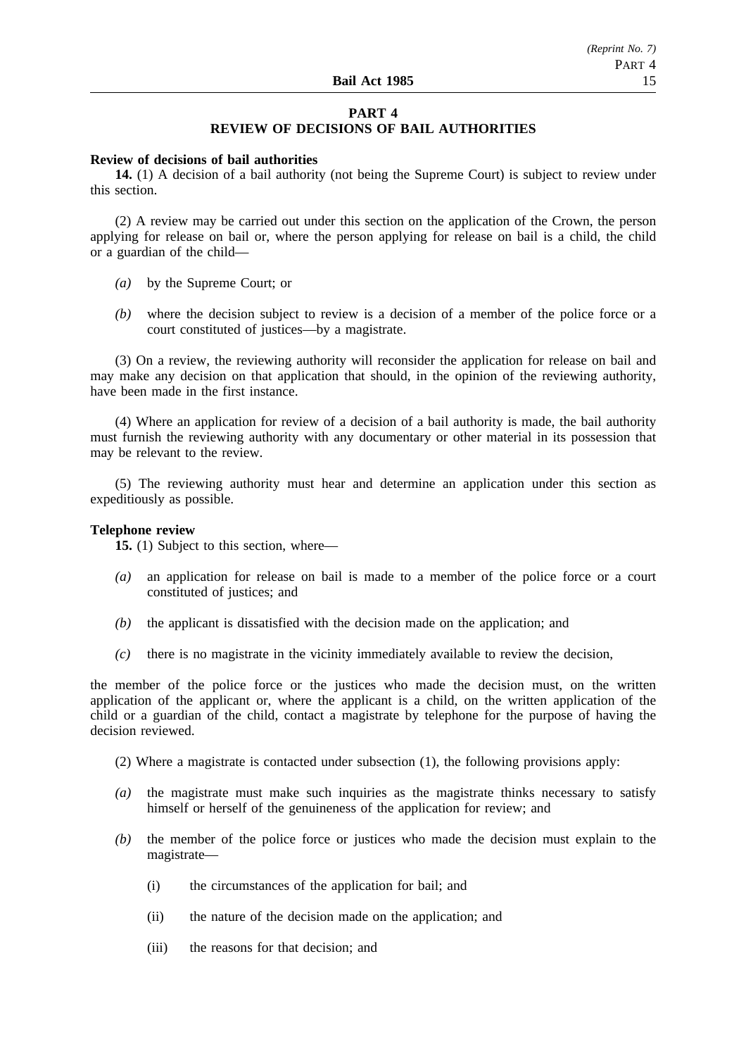## PART 4
## REVIEW OF DECISIONS OF BAIL AUTHORITIES

**Review of decisions of bail authorities**

**14.** (1) A decision of a bail authority (not being the Supreme Court) is subject to review under this section.

(2) A review may be carried out under this section on the application of the Crown, the person applying for release on bail or, where the person applying for release on bail is a child, the child or a guardian of the child—

- *(a)* by the Supreme Court; or
- *(b)* where the decision subject to review is a decision of a member of the police force or a court constituted of justices—by a magistrate.

(3) On a review, the reviewing authority will reconsider the application for release on bail and may make any decision on that application that should, in the opinion of the reviewing authority, have been made in the first instance.

(4) Where an application for review of a decision of a bail authority is made, the bail authority must furnish the reviewing authority with any documentary or other material in its possession that may be relevant to the review.

(5) The reviewing authority must hear and determine an application under this section as expeditiously as possible.

**Telephone review**

**15.** (1) Subject to this section, where—

- *(a)* an application for release on bail is made to a member of the police force or a court constituted of justices; and
- *(b)* the applicant is dissatisfied with the decision made on the application; and
- *(c)* there is no magistrate in the vicinity immediately available to review the decision,

the member of the police force or the justices who made the decision must, on the written application of the applicant or, where the applicant is a child, on the written application of the child or a guardian of the child, contact a magistrate by telephone for the purpose of having the decision reviewed.

(2) Where a magistrate is contacted under subsection (1), the following provisions apply:

- *(a)* the magistrate must make such inquiries as the magistrate thinks necessary to satisfy himself or herself of the genuineness of the application for review; and
- *(b)* the member of the police force or justices who made the decision must explain to the magistrate—
  - (i) the circumstances of the application for bail; and
  - (ii) the nature of the decision made on the application; and
  - (iii) the reasons for that decision; and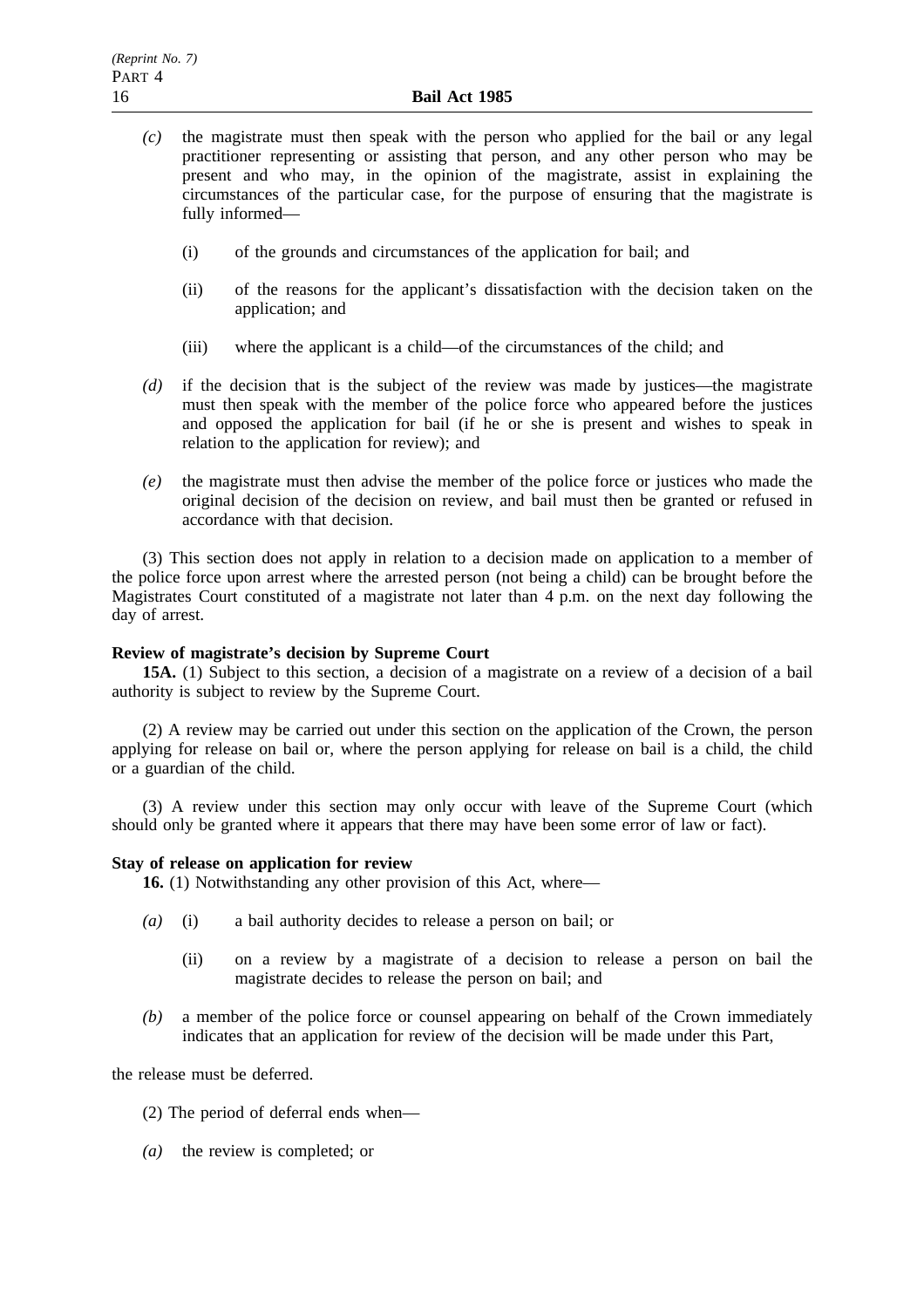*(c)* the magistrate must then speak with the person who applied for the bail or any legal practitioner representing or assisting that person, and any other person who may be present and who may, in the opinion of the magistrate, assist in explaining the circumstances of the particular case, for the purpose of ensuring that the magistrate is fully informed—

(i) of the grounds and circumstances of the application for bail; and

(ii) of the reasons for the applicant's dissatisfaction with the decision taken on the application; and

(iii) where the applicant is a child—of the circumstances of the child; and

*(d)* if the decision that is the subject of the review was made by justices—the magistrate must then speak with the member of the police force who appeared before the justices and opposed the application for bail (if he or she is present and wishes to speak in relation to the application for review); and

*(e)* the magistrate must then advise the member of the police force or justices who made the original decision of the decision on review, and bail must then be granted or refused in accordance with that decision.

(3) This section does not apply in relation to a decision made on application to a member of the police force upon arrest where the arrested person (not being a child) can be brought before the Magistrates Court constituted of a magistrate not later than 4 p.m. on the next day following the day of arrest.

**Review of magistrate's decision by Supreme Court**

**15A.** (1) Subject to this section, a decision of a magistrate on a review of a decision of a bail authority is subject to review by the Supreme Court.

(2) A review may be carried out under this section on the application of the Crown, the person applying for release on bail or, where the person applying for release on bail is a child, the child or a guardian of the child.

(3) A review under this section may only occur with leave of the Supreme Court (which should only be granted where it appears that there may have been some error of law or fact).

**Stay of release on application for review**

**16.** (1) Notwithstanding any other provision of this Act, where—

*(a)* (i) a bail authority decides to release a person on bail; or

(ii) on a review by a magistrate of a decision to release a person on bail the magistrate decides to release the person on bail; and

*(b)* a member of the police force or counsel appearing on behalf of the Crown immediately indicates that an application for review of the decision will be made under this Part,

the release must be deferred.

(2) The period of deferral ends when—

*(a)* the review is completed; or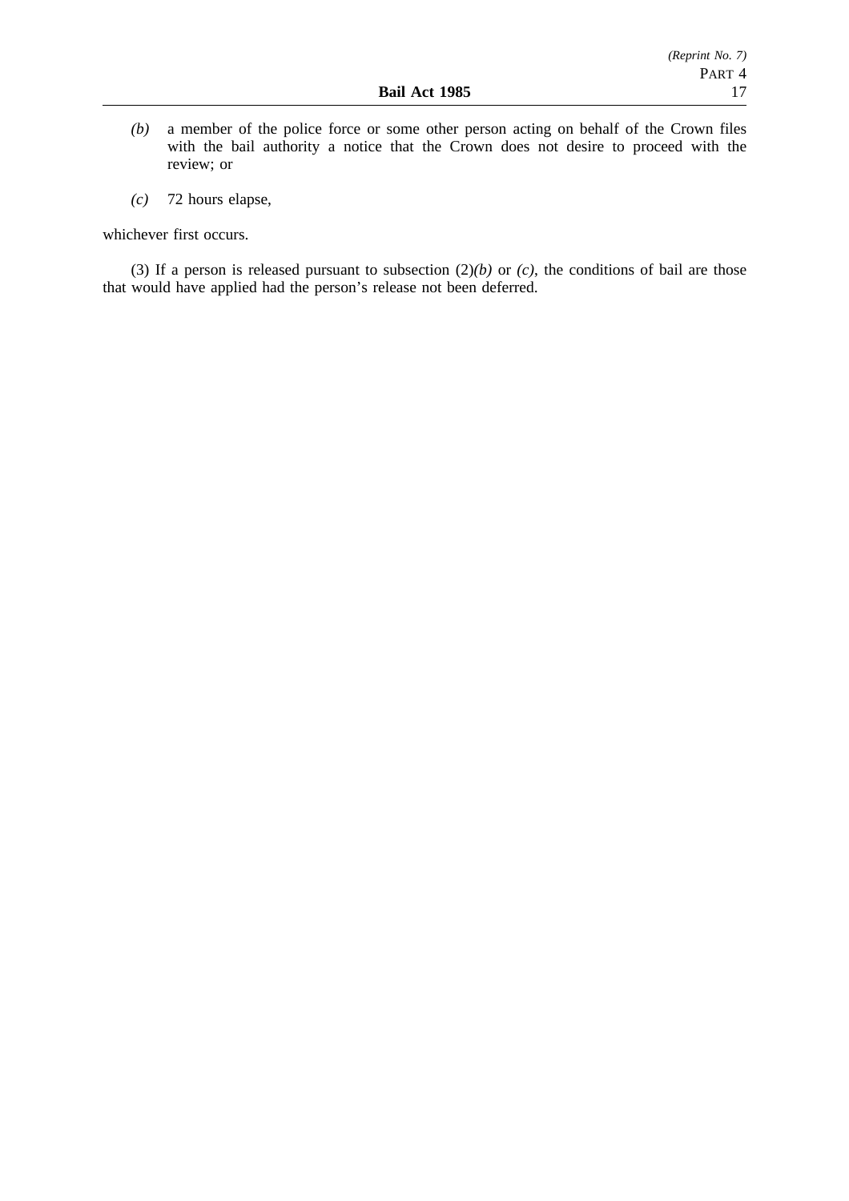*(b)* a member of the police force or some other person acting on behalf of the Crown files with the bail authority a notice that the Crown does not desire to proceed with the review; or

*(c)* 72 hours elapse,

whichever first occurs.

(3) If a person is released pursuant to subsection (2)*(b)* or *(c)*, the conditions of bail are those that would have applied had the person's release not been deferred.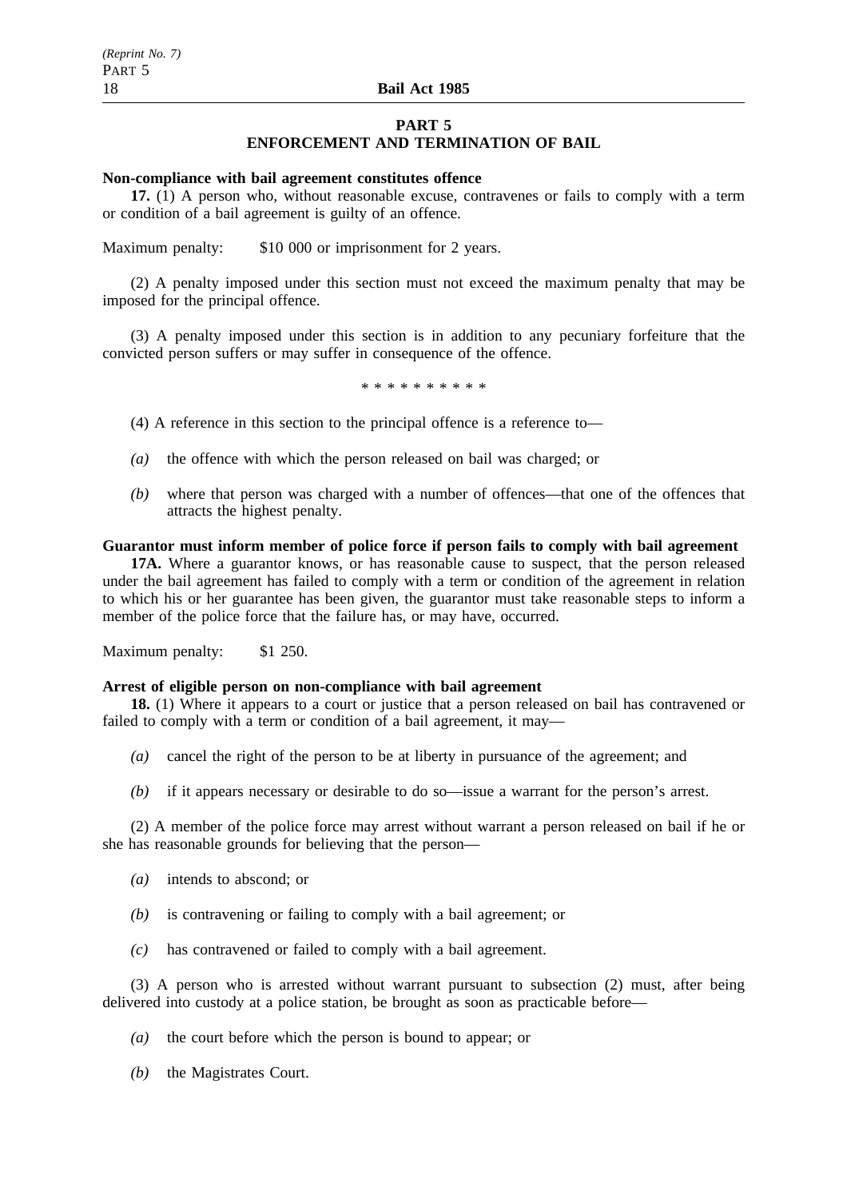## PART 5
## ENFORCEMENT AND TERMINATION OF BAIL

**Non-compliance with bail agreement constitutes offence**

**17.** (1) A person who, without reasonable excuse, contravenes or fails to comply with a term or condition of a bail agreement is guilty of an offence.

Maximum penalty: $10 000 or imprisonment for 2 years.

(2) A penalty imposed under this section must not exceed the maximum penalty that may be imposed for the principal offence.

(3) A penalty imposed under this section is in addition to any pecuniary forfeiture that the convicted person suffers or may suffer in consequence of the offence.

\* \* \* \* \* \* \* \* \* \*

(4) A reference in this section to the principal offence is a reference to—

*(a)* the offence with which the person released on bail was charged; or

*(b)* where that person was charged with a number of offences—that one of the offences that attracts the highest penalty.

**Guarantor must inform member of police force if person fails to comply with bail agreement**

**17A.** Where a guarantor knows, or has reasonable cause to suspect, that the person released under the bail agreement has failed to comply with a term or condition of the agreement in relation to which his or her guarantee has been given, the guarantor must take reasonable steps to inform a member of the police force that the failure has, or may have, occurred.

Maximum penalty: $1 250.

**Arrest of eligible person on non-compliance with bail agreement**

**18.** (1) Where it appears to a court or justice that a person released on bail has contravened or failed to comply with a term or condition of a bail agreement, it may—

*(a)* cancel the right of the person to be at liberty in pursuance of the agreement; and

*(b)* if it appears necessary or desirable to do so—issue a warrant for the person's arrest.

(2) A member of the police force may arrest without warrant a person released on bail if he or she has reasonable grounds for believing that the person—

*(a)* intends to abscond; or

*(b)* is contravening or failing to comply with a bail agreement; or

*(c)* has contravened or failed to comply with a bail agreement.

(3) A person who is arrested without warrant pursuant to subsection (2) must, after being delivered into custody at a police station, be brought as soon as practicable before—

*(a)* the court before which the person is bound to appear; or

*(b)* the Magistrates Court.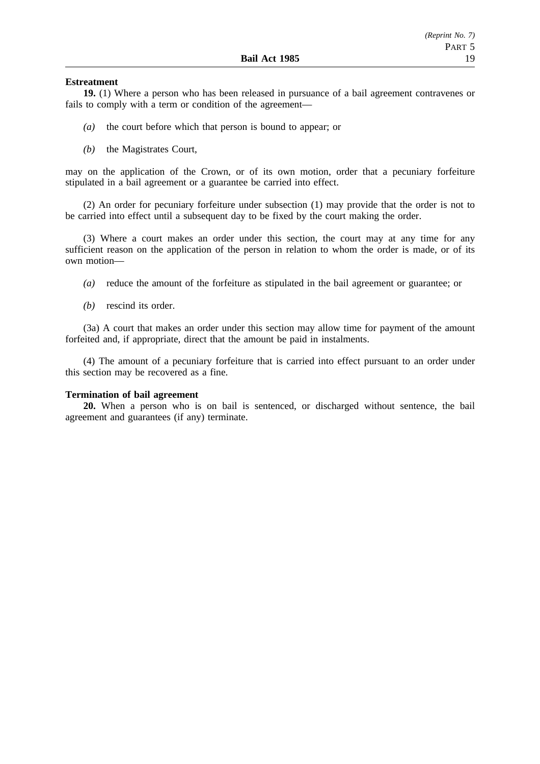**Estreatment**

**19.** (1) Where a person who has been released in pursuance of a bail agreement contravenes or fails to comply with a term or condition of the agreement—

*(a)* the court before which that person is bound to appear; or

*(b)* the Magistrates Court,

may on the application of the Crown, or of its own motion, order that a pecuniary forfeiture stipulated in a bail agreement or a guarantee be carried into effect.

(2) An order for pecuniary forfeiture under subsection (1) may provide that the order is not to be carried into effect until a subsequent day to be fixed by the court making the order.

(3) Where a court makes an order under this section, the court may at any time for any sufficient reason on the application of the person in relation to whom the order is made, or of its own motion—

*(a)* reduce the amount of the forfeiture as stipulated in the bail agreement or guarantee; or

*(b)* rescind its order.

(3a) A court that makes an order under this section may allow time for payment of the amount forfeited and, if appropriate, direct that the amount be paid in instalments.

(4) The amount of a pecuniary forfeiture that is carried into effect pursuant to an order under this section may be recovered as a fine.

**Termination of bail agreement**

**20.** When a person who is on bail is sentenced, or discharged without sentence, the bail agreement and guarantees (if any) terminate.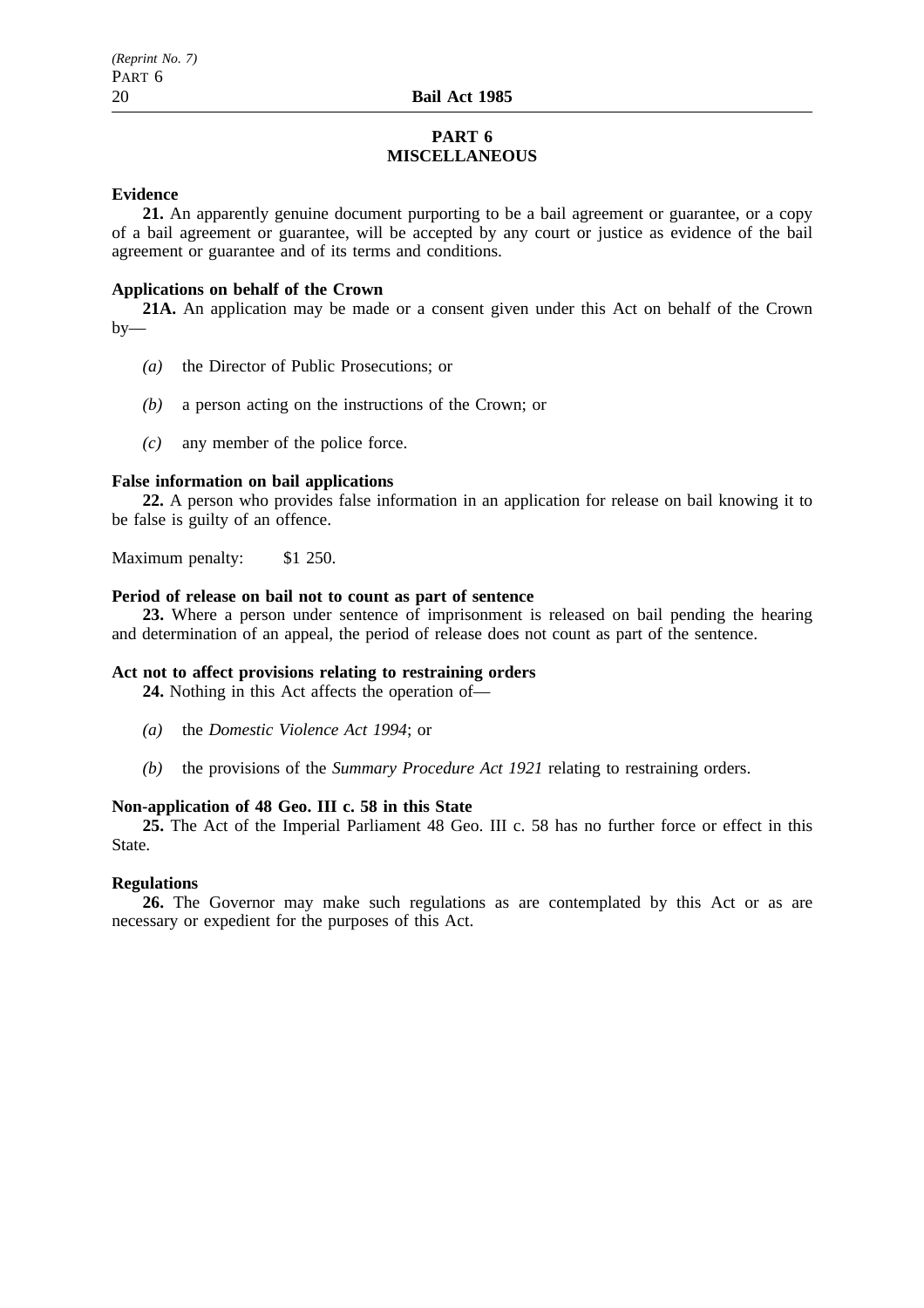## PART 6
## MISCELLANEOUS

**Evidence**

**21.** An apparently genuine document purporting to be a bail agreement or guarantee, or a copy of a bail agreement or guarantee, will be accepted by any court or justice as evidence of the bail agreement or guarantee and of its terms and conditions.

**Applications on behalf of the Crown**

**21A.** An application may be made or a consent given under this Act on behalf of the Crown by—

*(a)* the Director of Public Prosecutions; or

*(b)* a person acting on the instructions of the Crown; or

*(c)* any member of the police force.

**False information on bail applications**

**22.** A person who provides false information in an application for release on bail knowing it to be false is guilty of an offence.

Maximum penalty: $1 250.

**Period of release on bail not to count as part of sentence**

**23.** Where a person under sentence of imprisonment is released on bail pending the hearing and determination of an appeal, the period of release does not count as part of the sentence.

**Act not to affect provisions relating to restraining orders**

**24.** Nothing in this Act affects the operation of—

*(a)* the *Domestic Violence Act 1994*; or

*(b)* the provisions of the *Summary Procedure Act 1921* relating to restraining orders.

**Non-application of 48 Geo. III c. 58 in this State**

**25.** The Act of the Imperial Parliament 48 Geo. III c. 58 has no further force or effect in this State.

**Regulations**

**26.** The Governor may make such regulations as are contemplated by this Act or as are necessary or expedient for the purposes of this Act.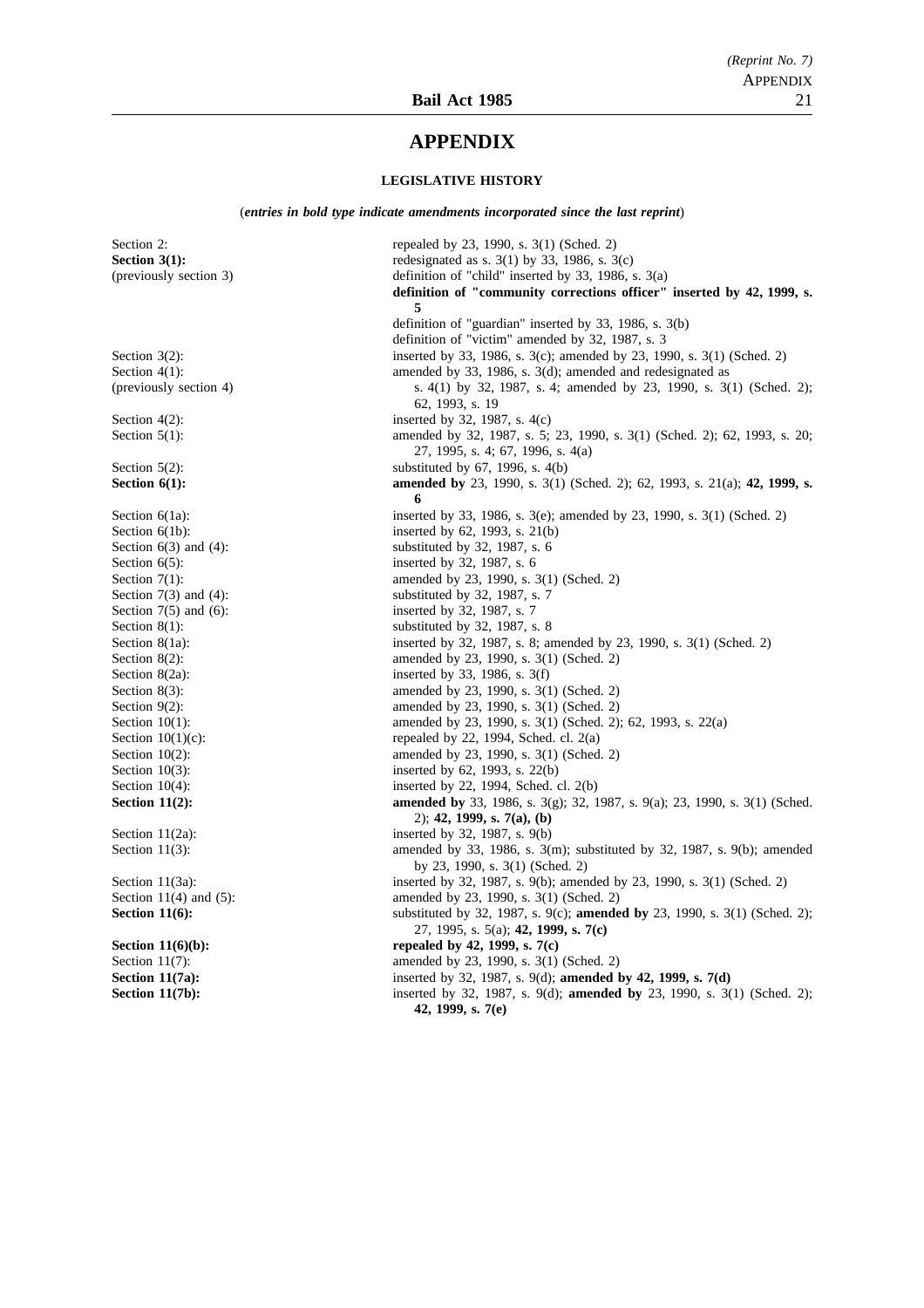# APPENDIX

## LEGISLATIVE HISTORY

(*entries in bold type indicate amendments incorporated since the last reprint*)

| | |
|---|---|
| Section 2: | repealed by 23, 1990, s. 3(1) (Sched. 2) |
| **Section 3(1):** (previously section 3) | redesignated as s. 3(1) by 33, 1986, s. 3(c) definition of "child" inserted by 33, 1986, s. 3(a) **definition of "community corrections officer" inserted by 42, 1999, s. 5** definition of "guardian" inserted by 33, 1986, s. 3(b) definition of "victim" amended by 32, 1987, s. 3 |
| Section 3(2): | inserted by 33, 1986, s. 3(c); amended by 23, 1990, s. 3(1) (Sched. 2) |
| Section 4(1): (previously section 4) | amended by 33, 1986, s. 3(d); amended and redesignated as s. 4(1) by 32, 1987, s. 4; amended by 23, 1990, s. 3(1) (Sched. 2); 62, 1993, s. 19 |
| Section 4(2): | inserted by 32, 1987, s. 4(c) |
| Section 5(1): | amended by 32, 1987, s. 5; 23, 1990, s. 3(1) (Sched. 2); 62, 1993, s. 20; 27, 1995, s. 4; 67, 1996, s. 4(a) |
| Section 5(2): | substituted by 67, 1996, s. 4(b) |
| **Section 6(1):** | **amended by** 23, 1990, s. 3(1) (Sched. 2); 62, 1993, s. 21(a); **42, 1999, s. 6** |
| Section 6(1a): | inserted by 33, 1986, s. 3(e); amended by 23, 1990, s. 3(1) (Sched. 2) |
| Section 6(1b): | inserted by 62, 1993, s. 21(b) |
| Section 6(3) and (4): | substituted by 32, 1987, s. 6 |
| Section 6(5): | inserted by 32, 1987, s. 6 |
| Section 7(1): | amended by 23, 1990, s. 3(1) (Sched. 2) |
| Section 7(3) and (4): | substituted by 32, 1987, s. 7 |
| Section 7(5) and (6): | inserted by 32, 1987, s. 7 |
| Section 8(1): | substituted by 32, 1987, s. 8 |
| Section 8(1a): | inserted by 32, 1987, s. 8; amended by 23, 1990, s. 3(1) (Sched. 2) |
| Section 8(2): | amended by 23, 1990, s. 3(1) (Sched. 2) |
| Section 8(2a): | inserted by 33, 1986, s. 3(f) |
| Section 8(3): | amended by 23, 1990, s. 3(1) (Sched. 2) |
| Section 9(2): | amended by 23, 1990, s. 3(1) (Sched. 2) |
| Section 10(1): | amended by 23, 1990, s. 3(1) (Sched. 2); 62, 1993, s. 22(a) |
| Section 10(1)(c): | repealed by 22, 1994, Sched. cl. 2(a) |
| Section 10(2): | amended by 23, 1990, s. 3(1) (Sched. 2) |
| Section 10(3): | inserted by 62, 1993, s. 22(b) |
| Section 10(4): | inserted by 22, 1994, Sched. cl. 2(b) |
| **Section 11(2):** | **amended by** 33, 1986, s. 3(g); 32, 1987, s. 9(a); 23, 1990, s. 3(1) (Sched. 2); **42, 1999, s. 7(a), (b)** |
| Section 11(2a): | inserted by 32, 1987, s. 9(b) |
| Section 11(3): | amended by 33, 1986, s. 3(m); substituted by 32, 1987, s. 9(b); amended by 23, 1990, s. 3(1) (Sched. 2) |
| Section 11(3a): | inserted by 32, 1987, s. 9(b); amended by 23, 1990, s. 3(1) (Sched. 2) |
| Section 11(4) and (5): | amended by 23, 1990, s. 3(1) (Sched. 2) |
| **Section 11(6):** | substituted by 32, 1987, s. 9(c); **amended by** 23, 1990, s. 3(1) (Sched. 2); 27, 1995, s. 5(a); **42, 1999, s. 7(c)** |
| **Section 11(6)(b):** | **repealed by 42, 1999, s. 7(c)** |
| Section 11(7): | amended by 23, 1990, s. 3(1) (Sched. 2) |
| **Section 11(7a):** | inserted by 32, 1987, s. 9(d); **amended by 42, 1999, s. 7(d)** |
| **Section 11(7b):** | inserted by 32, 1987, s. 9(d); **amended by** 23, 1990, s. 3(1) (Sched. 2); **42, 1999, s. 7(e)** |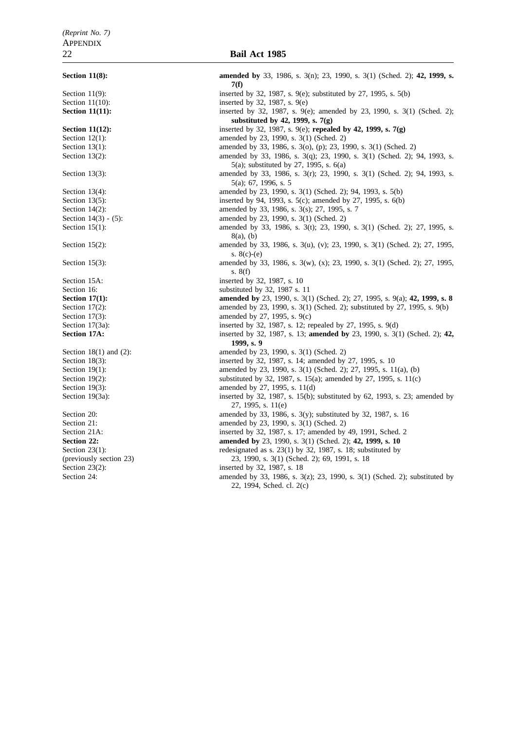| | |
|---|---|
| **Section 11(8):** | **amended by** 33, 1986, s. 3(n); 23, 1990, s. 3(1) (Sched. 2); **42, 1999, s. 7(f)** |
| Section 11(9): | inserted by 32, 1987, s. 9(e); substituted by 27, 1995, s. 5(b) |
| Section 11(10): | inserted by 32, 1987, s. 9(e) |
| **Section 11(11):** | inserted by 32, 1987, s. 9(e); amended by 23, 1990, s. 3(1) (Sched. 2); **substituted by 42, 1999, s. 7(g)** |
| **Section 11(12):** | inserted by 32, 1987, s. 9(e); **repealed by 42, 1999, s. 7(g)** |
| Section 12(1): | amended by 23, 1990, s. 3(1) (Sched. 2) |
| Section 13(1): | amended by 33, 1986, s. 3(o), (p); 23, 1990, s. 3(1) (Sched. 2) |
| Section 13(2): | amended by 33, 1986, s. 3(q); 23, 1990, s. 3(1) (Sched. 2); 94, 1993, s. 5(a); substituted by 27, 1995, s. 6(a) |
| Section 13(3): | amended by 33, 1986, s. 3(r); 23, 1990, s. 3(1) (Sched. 2); 94, 1993, s. 5(a); 67, 1996, s. 5 |
| Section 13(4): | amended by 23, 1990, s. 3(1) (Sched. 2); 94, 1993, s. 5(b) |
| Section 13(5): | inserted by 94, 1993, s. 5(c); amended by 27, 1995, s. 6(b) |
| Section 14(2): | amended by 33, 1986, s. 3(s); 27, 1995, s. 7 |
| Section 14(3) - (5): | amended by 23, 1990, s. 3(1) (Sched. 2) |
| Section 15(1): | amended by 33, 1986, s. 3(t); 23, 1990, s. 3(1) (Sched. 2); 27, 1995, s. 8(a), (b) |
| Section 15(2): | amended by 33, 1986, s. 3(u), (v); 23, 1990, s. 3(1) (Sched. 2); 27, 1995, s. 8(c)-(e) |
| Section 15(3): | amended by 33, 1986, s. 3(w), (x); 23, 1990, s. 3(1) (Sched. 2); 27, 1995, s. 8(f) |
| Section 15A: | inserted by 32, 1987, s. 10 |
| Section 16: | substituted by 32, 1987 s. 11 |
| **Section 17(1):** | **amended by** 23, 1990, s. 3(1) (Sched. 2); 27, 1995, s. 9(a); **42, 1999, s. 8** |
| Section 17(2): | amended by 23, 1990, s. 3(1) (Sched. 2); substituted by 27, 1995, s. 9(b) |
| Section 17(3): | amended by 27, 1995, s. 9(c) |
| Section 17(3a): | inserted by 32, 1987, s. 12; repealed by 27, 1995, s. 9(d) |
| **Section 17A:** | inserted by 32, 1987, s. 13; **amended by** 23, 1990, s. 3(1) (Sched. 2); **42, 1999, s. 9** |
| Section 18(1) and (2): | amended by 23, 1990, s. 3(1) (Sched. 2) |
| Section 18(3): | inserted by 32, 1987, s. 14; amended by 27, 1995, s. 10 |
| Section 19(1): | amended by 23, 1990, s. 3(1) (Sched. 2); 27, 1995, s. 11(a), (b) |
| Section 19(2): | substituted by 32, 1987, s. 15(a); amended by 27, 1995, s. 11(c) |
| Section 19(3): | amended by 27, 1995, s. 11(d) |
| Section 19(3a): | inserted by 32, 1987, s. 15(b); substituted by 62, 1993, s. 23; amended by 27, 1995, s. 11(e) |
| Section 20: | amended by 33, 1986, s. 3(y); substituted by 32, 1987, s. 16 |
| Section 21: | amended by 23, 1990, s. 3(1) (Sched. 2) |
| Section 21A: | inserted by 32, 1987, s. 17; amended by 49, 1991, Sched. 2 |
| **Section 22:** | **amended by** 23, 1990, s. 3(1) (Sched. 2); **42, 1999, s. 10** |
| Section 23(1): (previously section 23) | redesignated as s. 23(1) by 32, 1987, s. 18; substituted by 23, 1990, s. 3(1) (Sched. 2); 69, 1991, s. 18 |
| Section 23(2): | inserted by 32, 1987, s. 18 |
| Section 24: | amended by 33, 1986, s. 3(z); 23, 1990, s. 3(1) (Sched. 2); substituted by 22, 1994, Sched. cl. 2(c) |